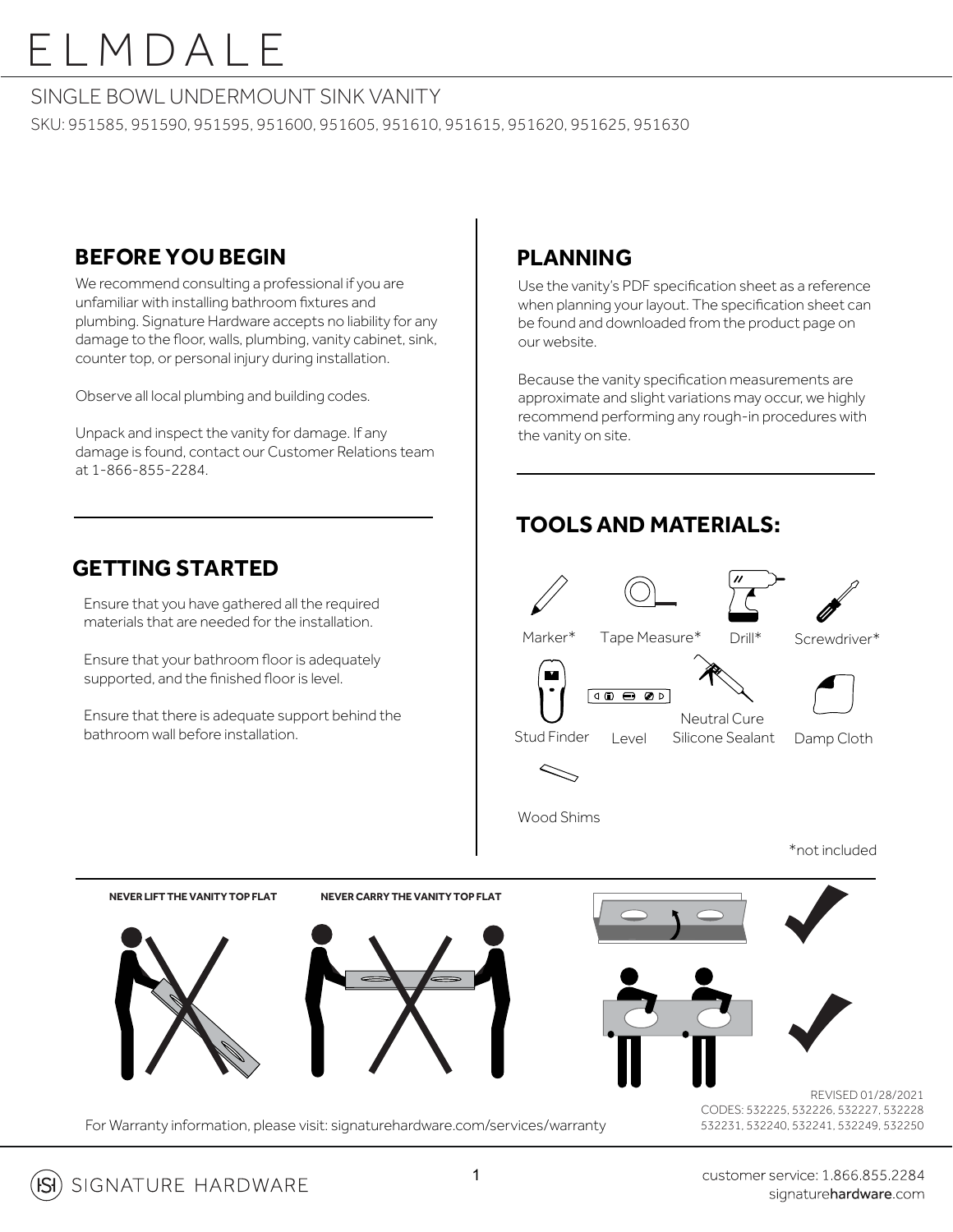# ELMDALE

SINGLE BOWL UNDERMOUNT SINK VANITY

SKU: 951585, 951590, 951595, 951600, 951605, 951610, 951615, 951620, 951625, 951630

## BEFORE YOU BEGIN

We recommend consulting a professional if you are unfamiliar with installing bathroom fixtures and plumbing. Signature Hardware accepts no liability for any damage to the floor, walls, plumbing, vanity cabinet, sink, counter top, or personal injury during installation.

Observe all local plumbing and building codes.

Unpack and inspect the vanity for damage. If any damage is found, contact our Customer Relations team at 1-866-855-2284.

## GETTING STARTED

Ensure that you have gathered all the required materials that are needed for the installation.

Ensure that your bathroom floor is adequately supported, and the finished floor is level.

Ensure that there is adequate support behind the bathroom wall before installation.

## PLANNING

Use the vanity's PDF specification sheet as a reference when planning your layout. The specification sheet can be found and downloaded from the product page on our website.

Because the vanity specification measurements are approximate and slight variations may occur, we highly recommend performing any rough-in procedures with the vanity on site.

## TOOLS AND MATERIALS:

- Marker*
- Tape Measure*
- Drill*
- Screwdriver*
- Stud Finder
- Level
- Neutral Cure Silicone Sealant
- Damp Cloth
- Wood Shims

*not included

**NEVER LIFT THE VANITY TOP FLAT**

**NEVER CARRY THE VANITY TOP FLAT**

For Warranty information, please visit: signaturehardware.com/services/warranty

REVISED 01/28/2021
CODES: 532225, 532226, 532227, 532228 532231, 532240, 532241, 532249, 532250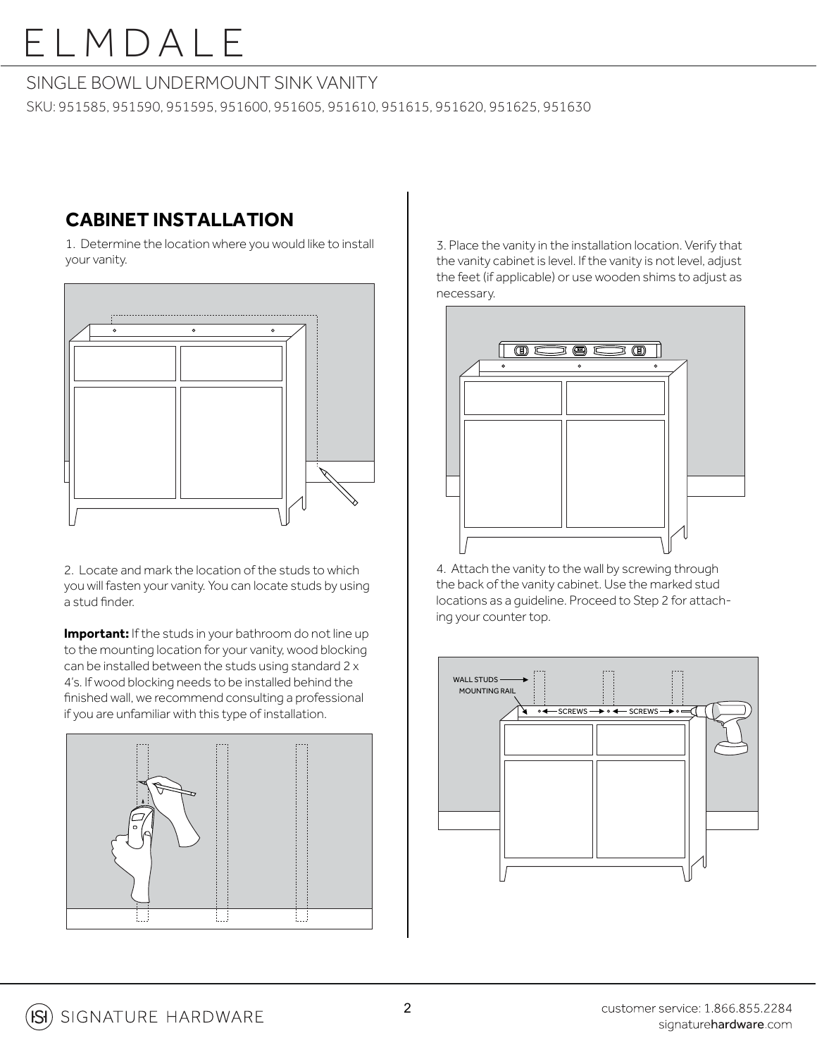# ELMDALE

SINGLE BOWL UNDERMOUNT SINK VANITY

SKU: 951585, 951590, 951595, 951600, 951605, 951610, 951615, 951620, 951625, 951630

## CABINET INSTALLATION

1. Determine the location where you would like to install your vanity.

2. Locate and mark the location of the studs to which you will fasten your vanity. You can locate studs by using a stud finder.

**Important:** If the studs in your bathroom do not line up to the mounting location for your vanity, wood blocking can be installed between the studs using standard 2 x 4's. If wood blocking needs to be installed behind the finished wall, we recommend consulting a professional if you are unfamiliar with this type of installation.

3. Place the vanity in the installation location. Verify that the vanity cabinet is level. If the vanity is not level, adjust the feet (if applicable) or use wooden shims to adjust as necessary.

4. Attach the vanity to the wall by screwing through the back of the vanity cabinet. Use the marked stud locations as a guideline. Proceed to Step 2 for attaching your counter top.

WALL STUDS

MOUNTING RAIL

SCREWS

SCREWS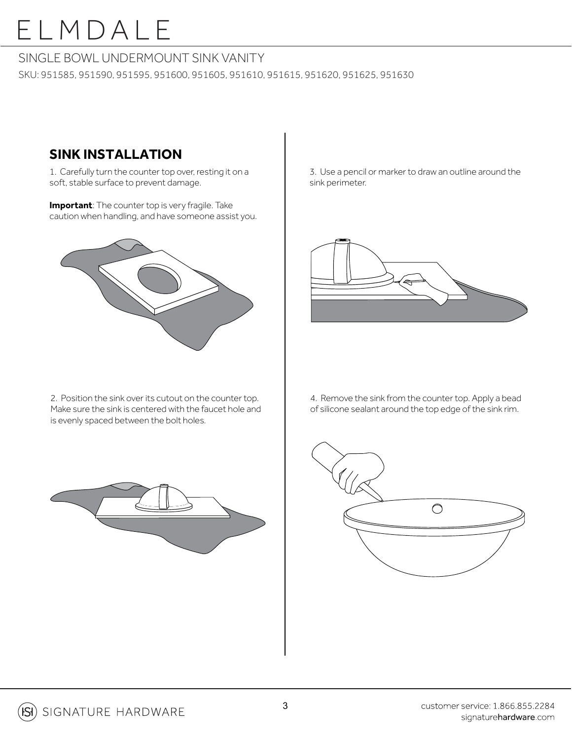# ELMDALE

SINGLE BOWL UNDERMOUNT SINK VANITY

SKU: 951585, 951590, 951595, 951600, 951605, 951610, 951615, 951620, 951625, 951630

## SINK INSTALLATION

1. Carefully turn the counter top over, resting it on a soft, stable surface to prevent damage.

**Important**: The counter top is very fragile. Take caution when handling, and have someone assist you.

2. Position the sink over its cutout on the counter top. Make sure the sink is centered with the faucet hole and is evenly spaced between the bolt holes.

3. Use a pencil or marker to draw an outline around the sink perimeter.

4. Remove the sink from the counter top. Apply a bead of silicone sealant around the top edge of the sink rim.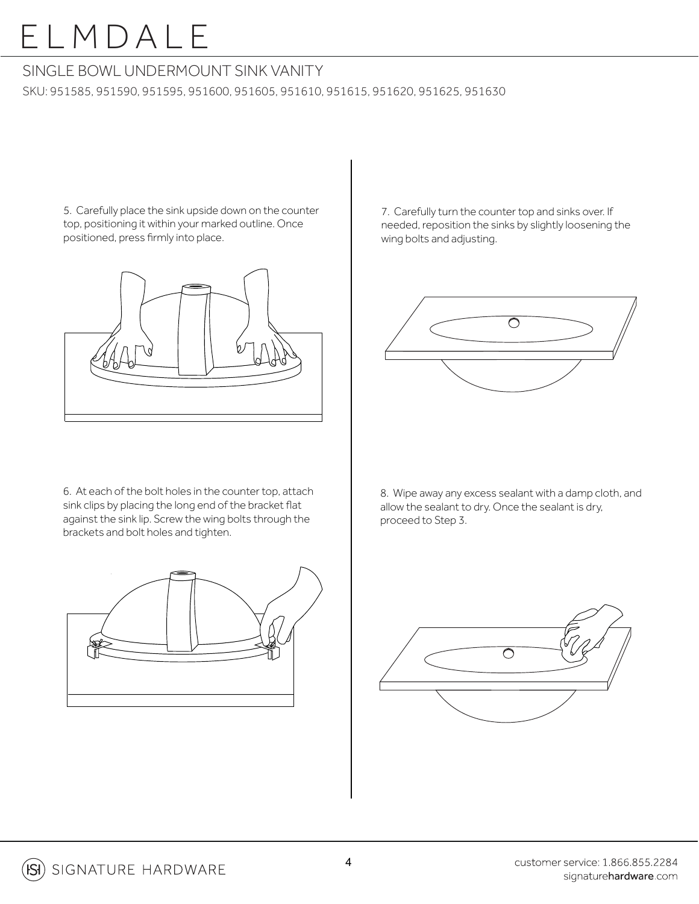# ELMDALE

## SINGLE BOWL UNDERMOUNT SINK VANITY

SKU: 951585, 951590, 951595, 951600, 951605, 951610, 951615, 951620, 951625, 951630

5. Carefully place the sink upside down on the counter top, positioning it within your marked outline. Once positioned, press firmly into place.

6. At each of the bolt holes in the counter top, attach sink clips by placing the long end of the bracket flat against the sink lip. Screw the wing bolts through the brackets and bolt holes and tighten.

7. Carefully turn the counter top and sinks over. If needed, reposition the sinks by slightly loosening the wing bolts and adjusting.

8. Wipe away any excess sealant with a damp cloth, and allow the sealant to dry. Once the sealant is dry, proceed to Step 3.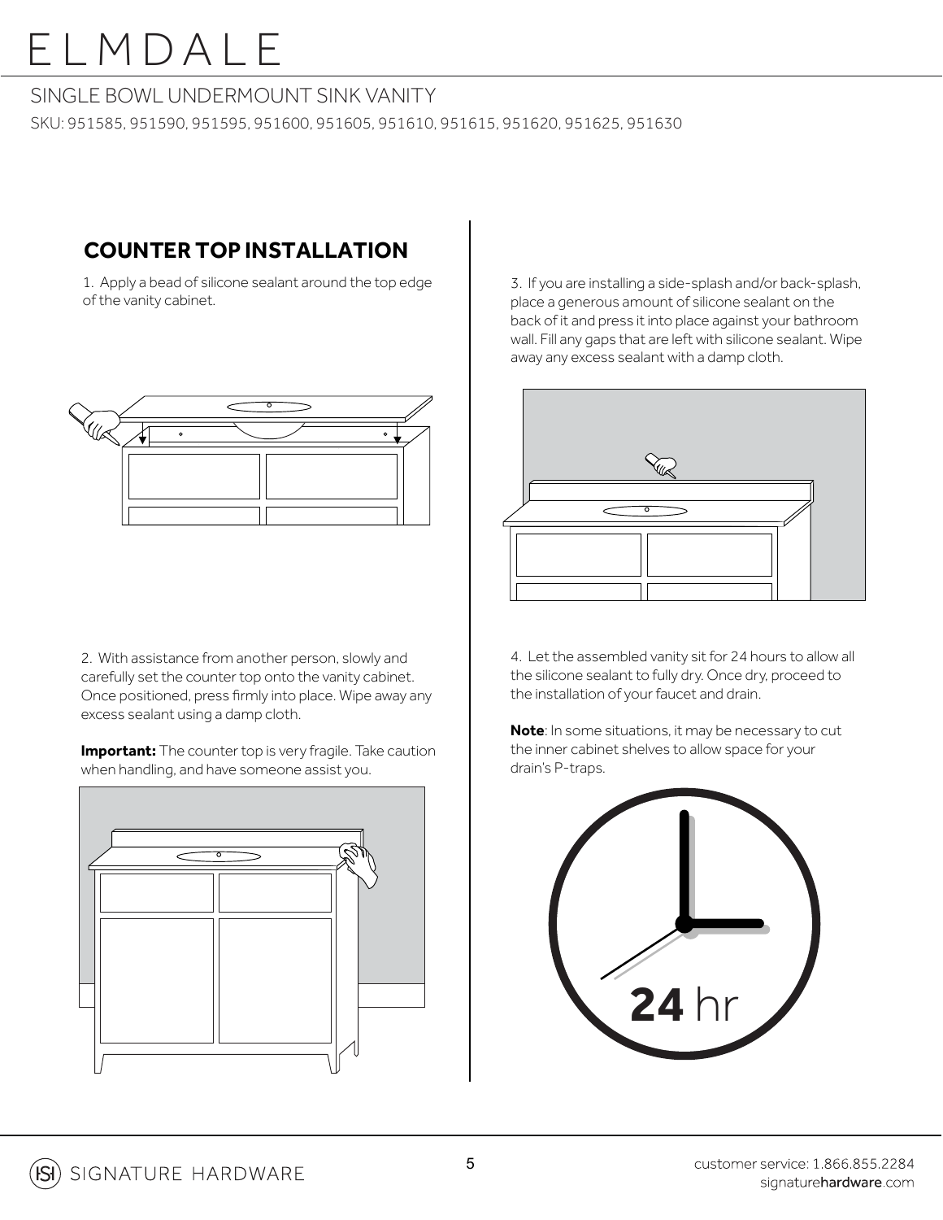# ELMDALE

SINGLE BOWL UNDERMOUNT SINK VANITY

SKU: 951585, 951590, 951595, 951600, 951605, 951610, 951615, 951620, 951625, 951630

## COUNTER TOP INSTALLATION

1. Apply a bead of silicone sealant around the top edge of the vanity cabinet.

2. With assistance from another person, slowly and carefully set the counter top onto the vanity cabinet. Once positioned, press firmly into place. Wipe away any excess sealant using a damp cloth.

**Important:** The counter top is very fragile. Take caution when handling, and have someone assist you.

3. If you are installing a side-splash and/or back-splash, place a generous amount of silicone sealant on the back of it and press it into place against your bathroom wall. Fill any gaps that are left with silicone sealant. Wipe away any excess sealant with a damp cloth.

4. Let the assembled vanity sit for 24 hours to allow all the silicone sealant to fully dry. Once dry, proceed to the installation of your faucet and drain.

**Note**: In some situations, it may be necessary to cut the inner cabinet shelves to allow space for your drain's P-traps.

**24** hr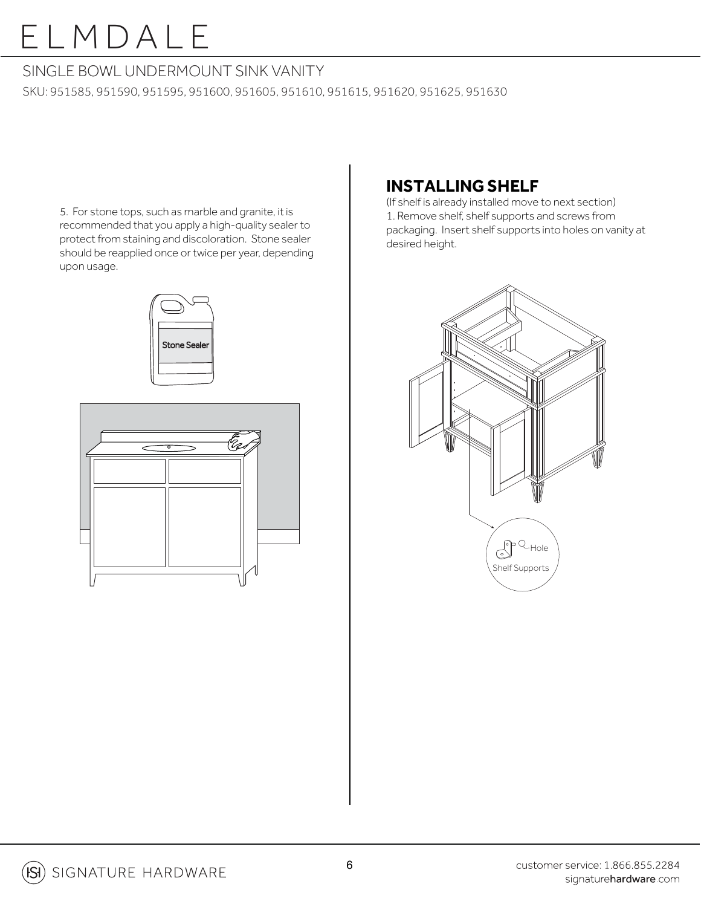5. For stone tops, such as marble and granite, it is recommended that you apply a high-quality sealer to protect from staining and discoloration. Stone sealer should be reapplied once or twice per year, depending upon usage.

## INSTALLING SHELF

(If shelf is already installed move to next section)

1. Remove shelf, shelf supports and screws from packaging. Insert shelf supports into holes on vanity at desired height.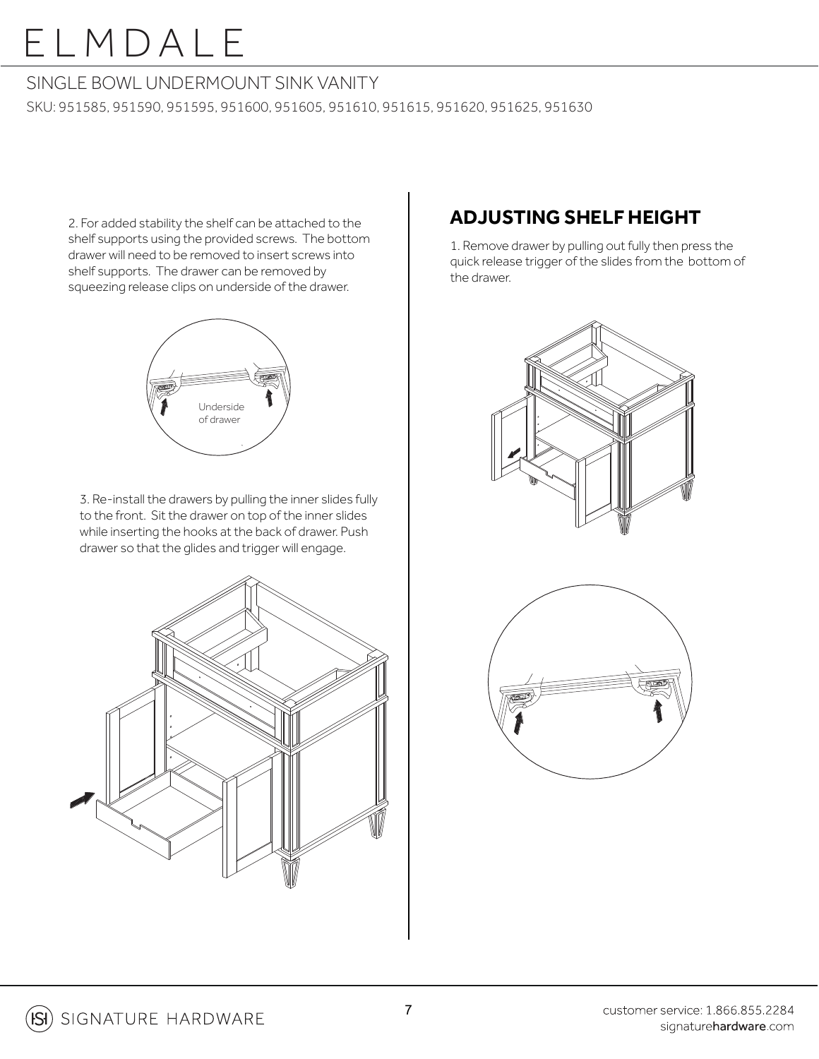2. For added stability the shelf can be attached to the shelf supports using the provided screws. The bottom drawer will need to be removed to insert screws into shelf supports. The drawer can be removed by squeezing release clips on underside of the drawer.

Underside of drawer

3. Re-install the drawers by pulling the inner slides fully to the front. Sit the drawer on top of the inner slides while inserting the hooks at the back of drawer. Push drawer so that the glides and trigger will engage.

## ADJUSTING SHELF HEIGHT

1. Remove drawer by pulling out fully then press the quick release trigger of the slides from the bottom of the drawer.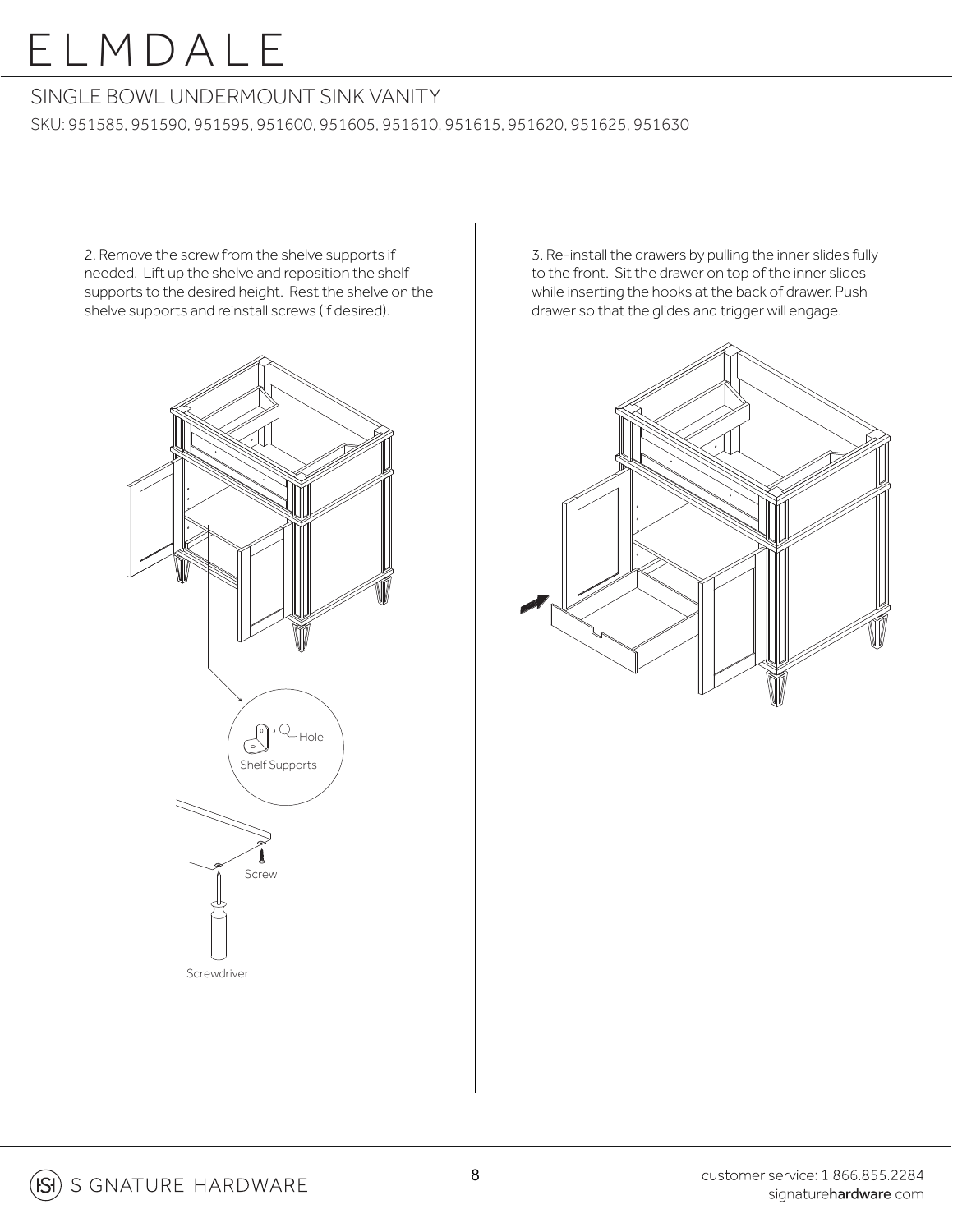# ELMDALE

## SINGLE BOWL UNDERMOUNT SINK VANITY

SKU: 951585, 951590, 951595, 951600, 951605, 951610, 951615, 951620, 951625, 951630

2. Remove the screw from the shelve supports if needed. Lift up the shelve and reposition the shelf supports to the desired height. Rest the shelve on the shelve supports and reinstall screws (if desired).

Hole

Shelf Supports

Screw

Screwdriver

3. Re-install the drawers by pulling the inner slides fully to the front. Sit the drawer on top of the inner slides while inserting the hooks at the back of drawer. Push drawer so that the glides and trigger will engage.